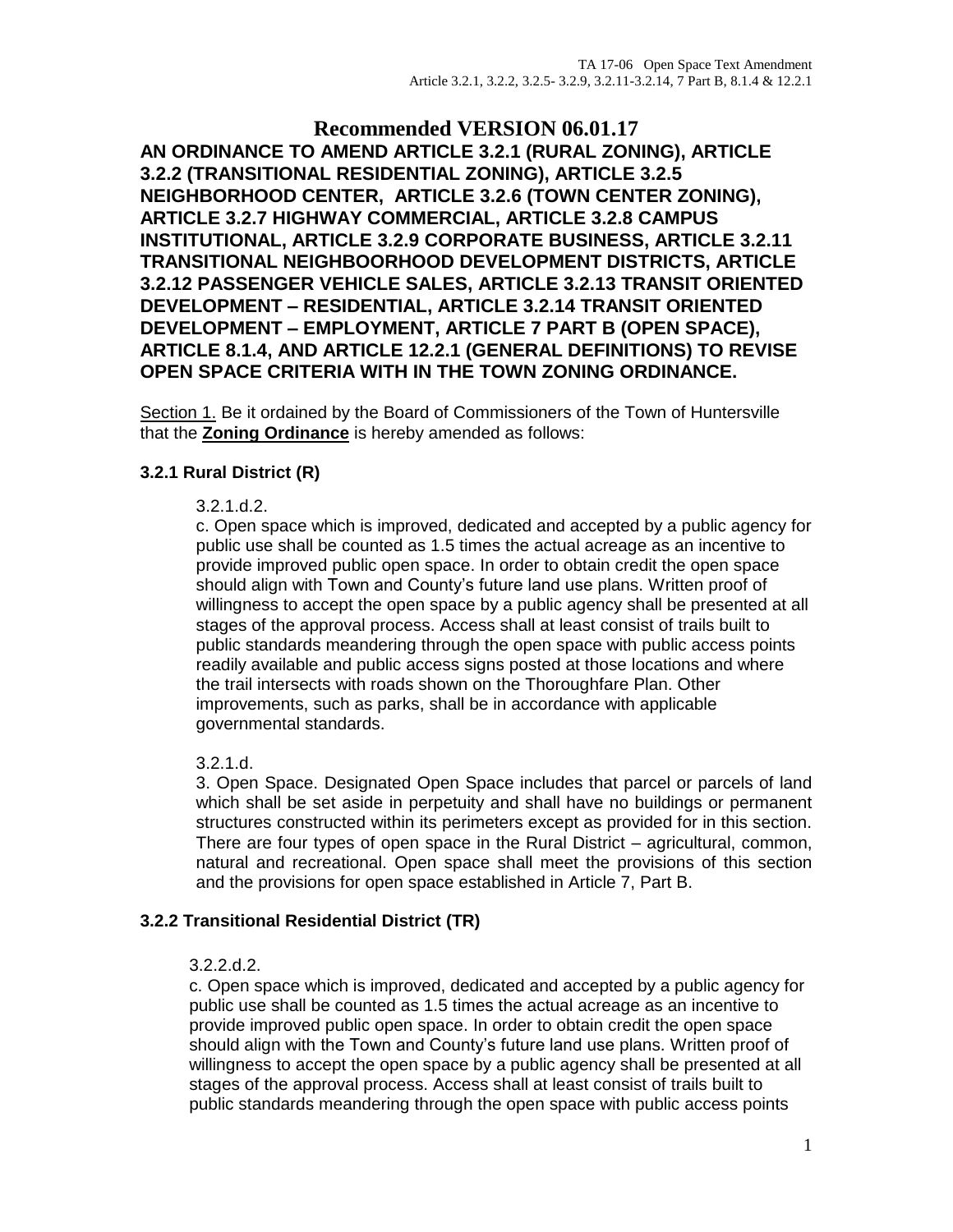# Recommended VERSION 06.01.17

**AN ORDINANCE TO AMEND ARTICLE 3.2.1 (RURAL ZONING), ARTICLE 3.2.2 (TRANSITIONAL RESIDENTIAL ZONING), ARTICLE 3.2.5 NEIGHBORHOOD CENTER, ARTICLE 3.2.6 (TOWN CENTER ZONING), ARTICLE 3.2.7 HIGHWAY COMMERCIAL, ARTICLE 3.2.8 CAMPUS INSTITUTIONAL, ARTICLE 3.2.9 CORPORATE BUSINESS, ARTICLE 3.2.11 TRANSITIONAL NEIGHBOORHOOD DEVELOPMENT DISTRICTS, ARTICLE 3.2.12 PASSENGER VEHICLE SALES, ARTICLE 3.2.13 TRANSIT ORIENTED DEVELOPMENT – RESIDENTIAL, ARTICLE 3.2.14 TRANSIT ORIENTED DEVELOPMENT – EMPLOYMENT, ARTICLE 7 PART B (OPEN SPACE), ARTICLE 8.1.4, AND ARTICLE 12.2.1 (GENERAL DEFINITIONS) TO REVISE OPEN SPACE CRITERIA WITH IN THE TOWN ZONING ORDINANCE.**

Section 1. Be it ordained by the Board of Commissioners of the Town of Huntersville that the **Zoning Ordinance** is hereby amended as follows:

### 3.2.1 Rural District (R)

3.2.1.d.2.

c. Open space which is improved, dedicated and accepted by a public agency for public use shall be counted as 1.5 times the actual acreage as an incentive to provide improved public open space. In order to obtain credit the open space should align with Town and County's future land use plans. Written proof of willingness to accept the open space by a public agency shall be presented at all stages of the approval process. Access shall at least consist of trails built to public standards meandering through the open space with public access points readily available and public access signs posted at those locations and where the trail intersects with roads shown on the Thoroughfare Plan. Other improvements, such as parks, shall be in accordance with applicable governmental standards.

3.2.1.d.

3. Open Space. Designated Open Space includes that parcel or parcels of land which shall be set aside in perpetuity and shall have no buildings or permanent structures constructed within its perimeters except as provided for in this section. There are four types of open space in the Rural District – agricultural, common, natural and recreational. Open space shall meet the provisions of this section and the provisions for open space established in Article 7, Part B.

### 3.2.2 Transitional Residential District (TR)

3.2.2.d.2.

c. Open space which is improved, dedicated and accepted by a public agency for public use shall be counted as 1.5 times the actual acreage as an incentive to provide improved public open space. In order to obtain credit the open space should align with the Town and County's future land use plans. Written proof of willingness to accept the open space by a public agency shall be presented at all stages of the approval process. Access shall at least consist of trails built to public standards meandering through the open space with public access points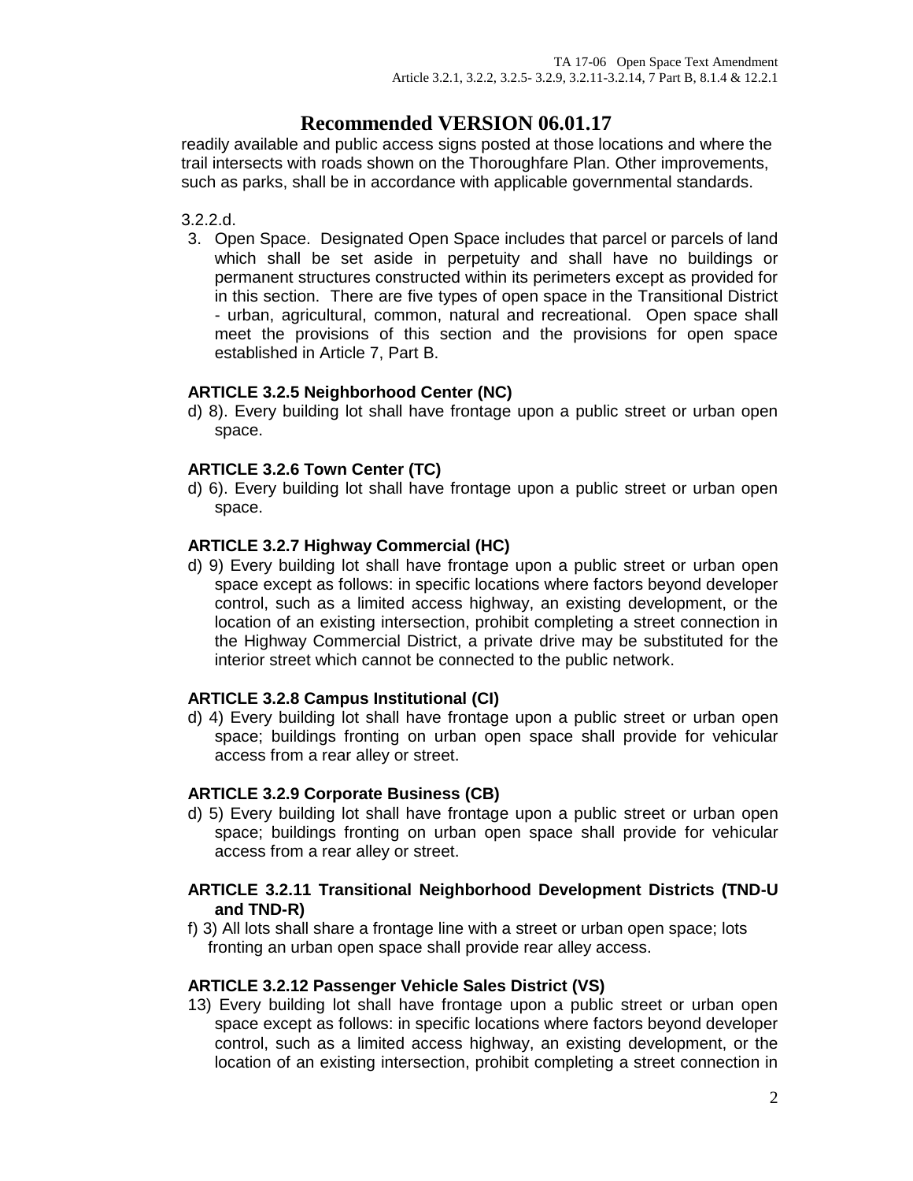## Recommended VERSION 06.01.17

readily available and public access signs posted at those locations and where the trail intersects with roads shown on the Thoroughfare Plan. Other improvements, such as parks, shall be in accordance with applicable governmental standards.

3.2.2.d.

3. Open Space. Designated Open Space includes that parcel or parcels of land which shall be set aside in perpetuity and shall have no buildings or permanent structures constructed within its perimeters except as provided for in this section. There are five types of open space in the Transitional District - urban, agricultural, common, natural and recreational. Open space shall meet the provisions of this section and the provisions for open space established in Article 7, Part B.

**ARTICLE 3.2.5 Neighborhood Center (NC)**

d) 8). Every building lot shall have frontage upon a public street or urban open space.

**ARTICLE 3.2.6 Town Center (TC)**

d) 6). Every building lot shall have frontage upon a public street or urban open space.

**ARTICLE 3.2.7 Highway Commercial (HC)**

d) 9) Every building lot shall have frontage upon a public street or urban open space except as follows: in specific locations where factors beyond developer control, such as a limited access highway, an existing development, or the location of an existing intersection, prohibit completing a street connection in the Highway Commercial District, a private drive may be substituted for the interior street which cannot be connected to the public network.

**ARTICLE 3.2.8 Campus Institutional (CI)**

d) 4) Every building lot shall have frontage upon a public street or urban open space; buildings fronting on urban open space shall provide for vehicular access from a rear alley or street.

**ARTICLE 3.2.9 Corporate Business (CB)**

d) 5) Every building lot shall have frontage upon a public street or urban open space; buildings fronting on urban open space shall provide for vehicular access from a rear alley or street.

**ARTICLE 3.2.11 Transitional Neighborhood Development Districts (TND-U and TND-R)**

f) 3) All lots shall share a frontage line with a street or urban open space; lots fronting an urban open space shall provide rear alley access.

**ARTICLE 3.2.12 Passenger Vehicle Sales District (VS)**

13) Every building lot shall have frontage upon a public street or urban open space except as follows: in specific locations where factors beyond developer control, such as a limited access highway, an existing development, or the location of an existing intersection, prohibit completing a street connection in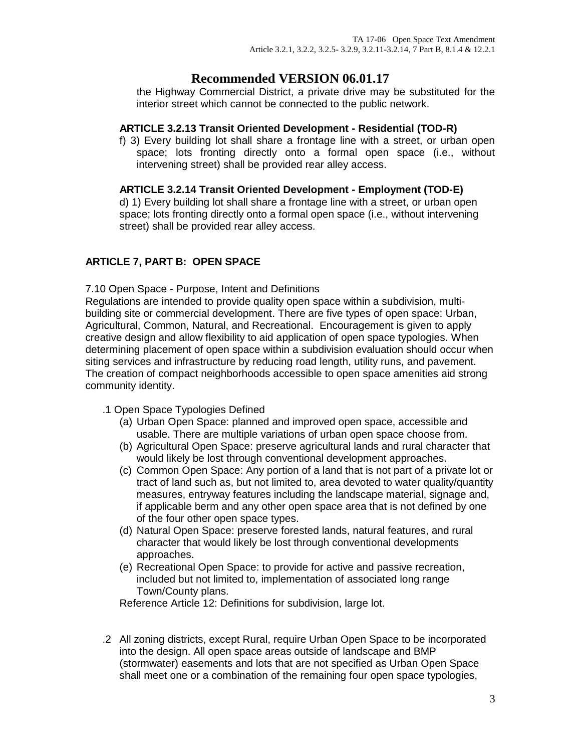# Recommended VERSION 06.01.17

the Highway Commercial District, a private drive may be substituted for the interior street which cannot be connected to the public network.

**ARTICLE 3.2.13 Transit Oriented Development - Residential (TOD-R)**

f) 3) Every building lot shall share a frontage line with a street, or urban open space; lots fronting directly onto a formal open space (i.e., without intervening street) shall be provided rear alley access.

**ARTICLE 3.2.14 Transit Oriented Development - Employment (TOD-E)**

d) 1) Every building lot shall share a frontage line with a street, or urban open space; lots fronting directly onto a formal open space (i.e., without intervening street) shall be provided rear alley access.

## ARTICLE 7, PART B: OPEN SPACE

7.10 Open Space - Purpose, Intent and Definitions

Regulations are intended to provide quality open space within a subdivision, multi-building site or commercial development. There are five types of open space: Urban, Agricultural, Common, Natural, and Recreational. Encouragement is given to apply creative design and allow flexibility to aid application of open space typologies. When determining placement of open space within a subdivision evaluation should occur when siting services and infrastructure by reducing road length, utility runs, and pavement. The creation of compact neighborhoods accessible to open space amenities aid strong community identity.

.1 Open Space Typologies Defined

(a) Urban Open Space: planned and improved open space, accessible and usable. There are multiple variations of urban open space choose from.

(b) Agricultural Open Space: preserve agricultural lands and rural character that would likely be lost through conventional development approaches.

(c) Common Open Space: Any portion of a land that is not part of a private lot or tract of land such as, but not limited to, area devoted to water quality/quantity measures, entryway features including the landscape material, signage and, if applicable berm and any other open space area that is not defined by one of the four other open space types.

(d) Natural Open Space: preserve forested lands, natural features, and rural character that would likely be lost through conventional developments approaches.

(e) Recreational Open Space: to provide for active and passive recreation, included but not limited to, implementation of associated long range Town/County plans.

Reference Article 12: Definitions for subdivision, large lot.

.2 All zoning districts, except Rural, require Urban Open Space to be incorporated into the design. All open space areas outside of landscape and BMP (stormwater) easements and lots that are not specified as Urban Open Space shall meet one or a combination of the remaining four open space typologies,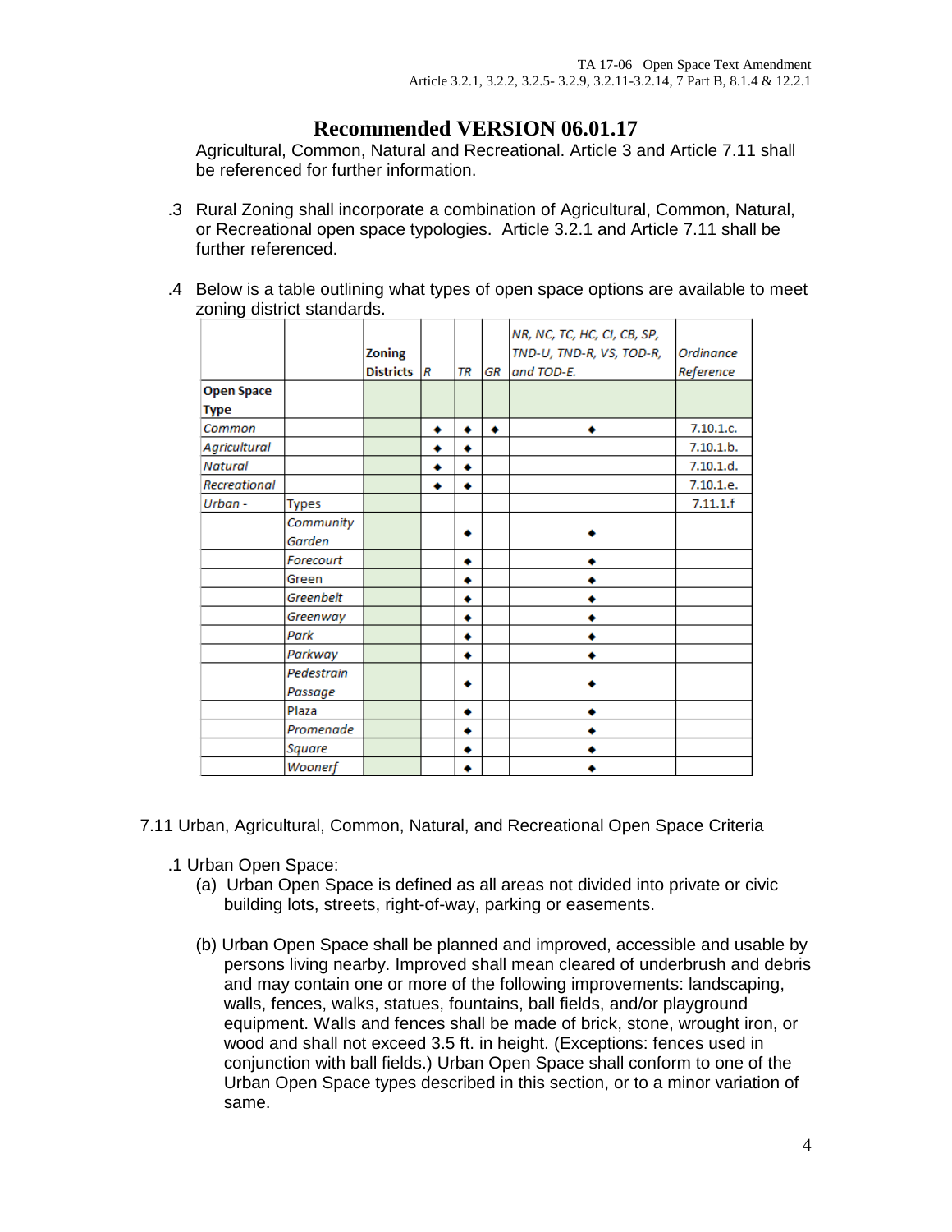## Recommended VERSION 06.01.17

Agricultural, Common, Natural and Recreational. Article 3 and Article 7.11 shall be referenced for further information.

.3 Rural Zoning shall incorporate a combination of Agricultural, Common, Natural, or Recreational open space typologies. Article 3.2.1 and Article 7.11 shall be further referenced.

.4 Below is a table outlining what types of open space options are available to meet zoning district standards.

| | | Zoning Districts | R | TR | GR | NR, NC, TC, HC, CI, CB, SP, TND-U, TND-R, VS, TOD-R, and TOD-E. | Ordinance Reference |
|---|---|---|---|---|---|---|---|
| **Open Space Type** | | | | | | | |
| Common | | | ◆ | ◆ | ◆ | ◆ | 7.10.1.c. |
| Agricultural | | | ◆ | ◆ | | | 7.10.1.b. |
| Natural | | | ◆ | ◆ | | | 7.10.1.d. |
| Recreational | | | ◆ | ◆ | | | 7.10.1.e. |
| Urban - | Types | | | | | | 7.11.1.f |
| | Community Garden | | | ◆ | | ◆ | |
| | Forecourt | | | ◆ | | ◆ | |
| | Green | | | ◆ | | ◆ | |
| | Greenbelt | | | ◆ | | ◆ | |
| | Greenway | | | ◆ | | ◆ | |
| | Park | | | ◆ | | ◆ | |
| | Parkway | | | ◆ | | ◆ | |
| | Pedestrain Passage | | | ◆ | | ◆ | |
| | Plaza | | | ◆ | | ◆ | |
| | Promenade | | | ◆ | | ◆ | |
| | Square | | | ◆ | | ◆ | |
| | Woonerf | | | ◆ | | ◆ | |

7.11 Urban, Agricultural, Common, Natural, and Recreational Open Space Criteria

.1 Urban Open Space:

(a) Urban Open Space is defined as all areas not divided into private or civic building lots, streets, right-of-way, parking or easements.

(b) Urban Open Space shall be planned and improved, accessible and usable by persons living nearby. Improved shall mean cleared of underbrush and debris and may contain one or more of the following improvements: landscaping, walls, fences, walks, statues, fountains, ball fields, and/or playground equipment. Walls and fences shall be made of brick, stone, wrought iron, or wood and shall not exceed 3.5 ft. in height. (Exceptions: fences used in conjunction with ball fields.) Urban Open Space shall conform to one of the Urban Open Space types described in this section, or to a minor variation of same.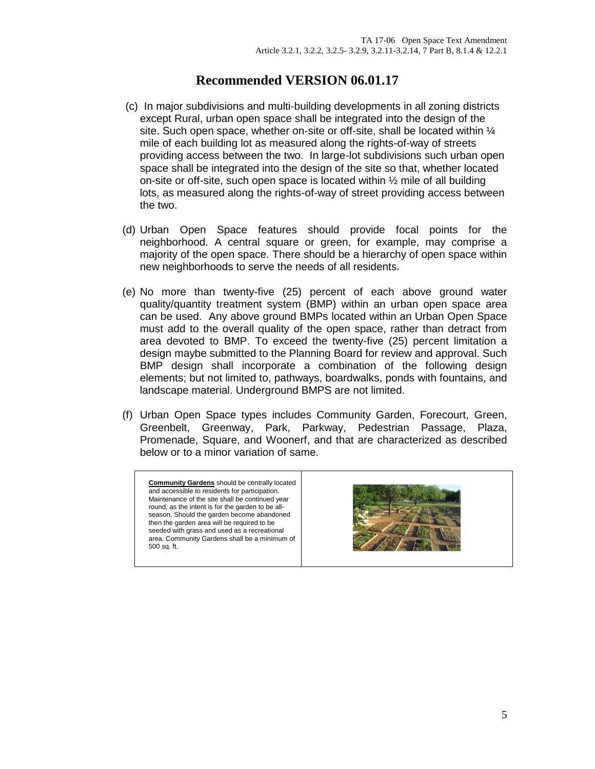# Recommended VERSION 06.01.17

(c) In major subdivisions and multi-building developments in all zoning districts except Rural, urban open space shall be integrated into the design of the site. Such open space, whether on-site or off-site, shall be located within ¼ mile of each building lot as measured along the rights-of-way of streets providing access between the two. In large-lot subdivisions such urban open space shall be integrated into the design of the site so that, whether located on-site or off-site, such open space is located within ½ mile of all building lots, as measured along the rights-of-way of street providing access between the two.

(d) Urban Open Space features should provide focal points for the neighborhood. A central square or green, for example, may comprise a majority of the open space. There should be a hierarchy of open space within new neighborhoods to serve the needs of all residents.

(e) No more than twenty-five (25) percent of each above ground water quality/quantity treatment system (BMP) within an urban open space area can be used. Any above ground BMPs located within an Urban Open Space must add to the overall quality of the open space, rather than detract from area devoted to BMP. To exceed the twenty-five (25) percent limitation a design maybe submitted to the Planning Board for review and approval. Such BMP design shall incorporate a combination of the following design elements; but not limited to, pathways, boardwalks, ponds with fountains, and landscape material. Underground BMPS are not limited.

(f) Urban Open Space types includes Community Garden, Forecourt, Green, Greenbelt, Greenway, Park, Parkway, Pedestrian Passage, Plaza, Promenade, Square, and Woonerf, and that are characterized as described below or to a minor variation of same.

| | |
|---|---|
| **Community Gardens** should be centrally located and accessible to residents for participation. Maintenance of the site shall be continued year round, as the intent is for the garden to be all-season. Should the garden become abandoned then the garden area will be required to be seeded with grass and used as a recreational area. Community Gardens shall be a minimum of 500 sq. ft. | |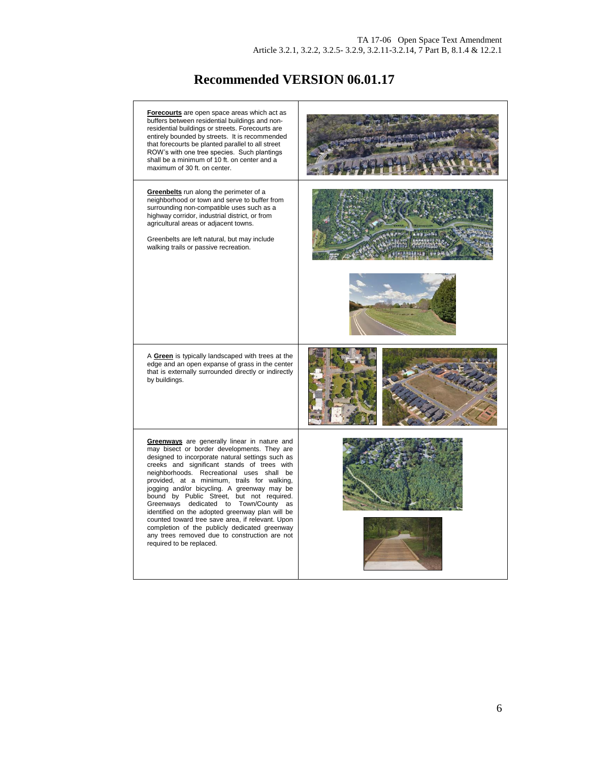# Recommended VERSION 06.01.17

**Forecourts** are open space areas which act as buffers between residential buildings and non-residential buildings or streets. Forecourts are entirely bounded by streets. It is recommended that forecourts be planted parallel to all street ROW's with one tree species. Such plantings shall be a minimum of 10 ft. on center and a maximum of 30 ft. on center.

**Greenbelts** run along the perimeter of a neighborhood or town and serve to buffer from surrounding non-compatible uses such as a highway corridor, industrial district, or from agricultural areas or adjacent towns.

Greenbelts are left natural, but may include walking trails or passive recreation.

A **Green** is typically landscaped with trees at the edge and an open expanse of grass in the center that is externally surrounded directly or indirectly by buildings.

**Greenways** are generally linear in nature and may bisect or border developments. They are designed to incorporate natural settings such as creeks and significant stands of trees with neighborhoods. Recreational uses shall be provided, at a minimum, trails for walking, jogging and/or bicycling. A greenway may be bound by Public Street, but not required. Greenways dedicated to Town/County as identified on the adopted greenway plan will be counted toward tree save area, if relevant. Upon completion of the publicly dedicated greenway any trees removed due to construction are not required to be replaced.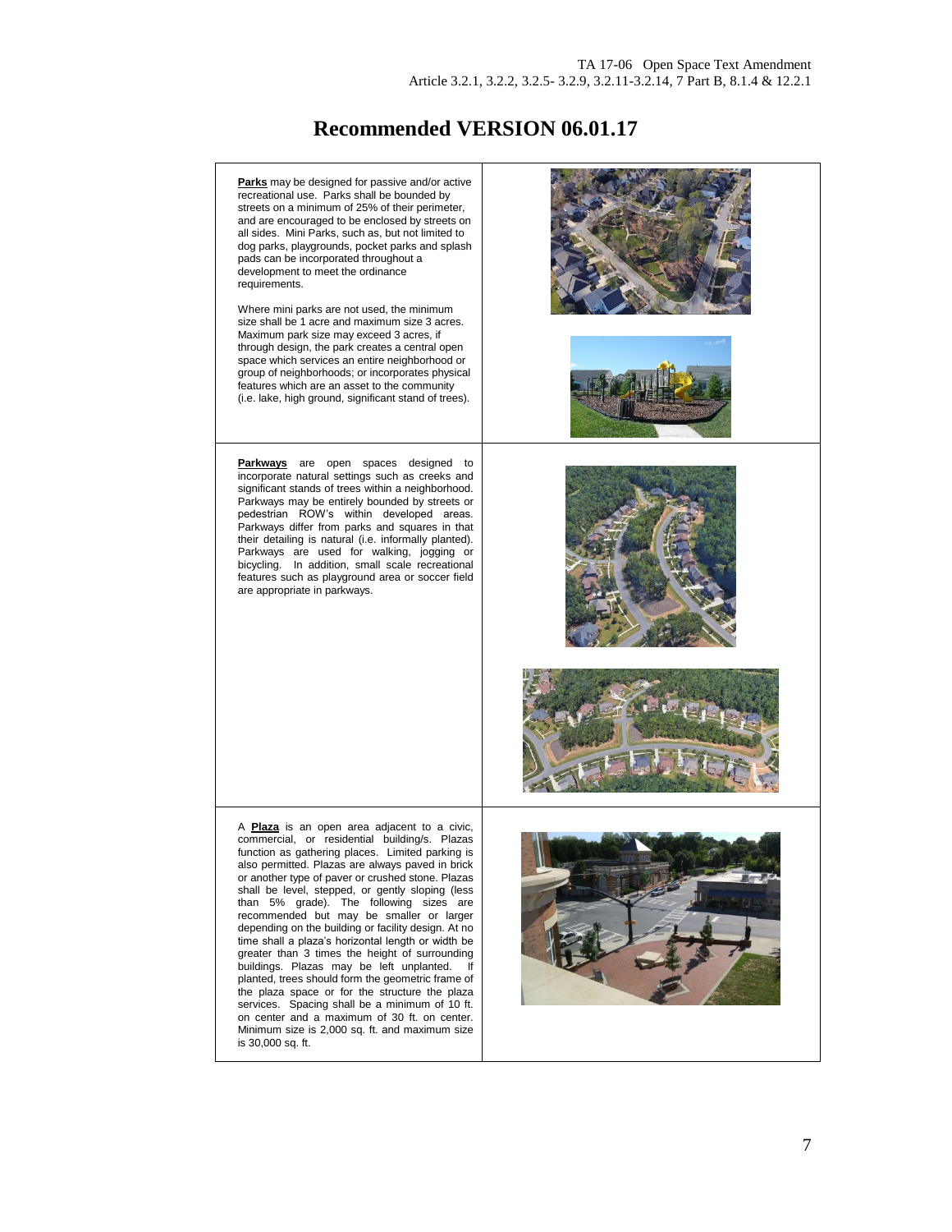# Recommended VERSION 06.01.17

**Parks** may be designed for passive and/or active recreational use. Parks shall be bounded by streets on a minimum of 25% of their perimeter, and are encouraged to be enclosed by streets on all sides. Mini Parks, such as, but not limited to dog parks, playgrounds, pocket parks and splash pads can be incorporated throughout a development to meet the ordinance requirements.

Where mini parks are not used, the minimum size shall be 1 acre and maximum size 3 acres. Maximum park size may exceed 3 acres, if through design, the park creates a central open space which services an entire neighborhood or group of neighborhoods; or incorporates physical features which are an asset to the community (i.e. lake, high ground, significant stand of trees).

**Parkways** are open spaces designed to incorporate natural settings such as creeks and significant stands of trees within a neighborhood. Parkways may be entirely bounded by streets or pedestrian ROW's within developed areas. Parkways differ from parks and squares in that their detailing is natural (i.e. informally planted). Parkways are used for walking, jogging or bicycling. In addition, small scale recreational features such as playground area or soccer field are appropriate in parkways.

A **Plaza** is an open area adjacent to a civic, commercial, or residential building/s. Plazas function as gathering places. Limited parking is also permitted. Plazas are always paved in brick or another type of paver or crushed stone. Plazas shall be level, stepped, or gently sloping (less than 5% grade). The following sizes are recommended but may be smaller or larger depending on the building or facility design. At no time shall a plaza's horizontal length or width be greater than 3 times the height of surrounding buildings. Plazas may be left unplanted. If planted, trees should form the geometric frame of the plaza space or for the structure the plaza services. Spacing shall be a minimum of 10 ft. on center and a maximum of 30 ft. on center. Minimum size is 2,000 sq. ft. and maximum size is 30,000 sq. ft.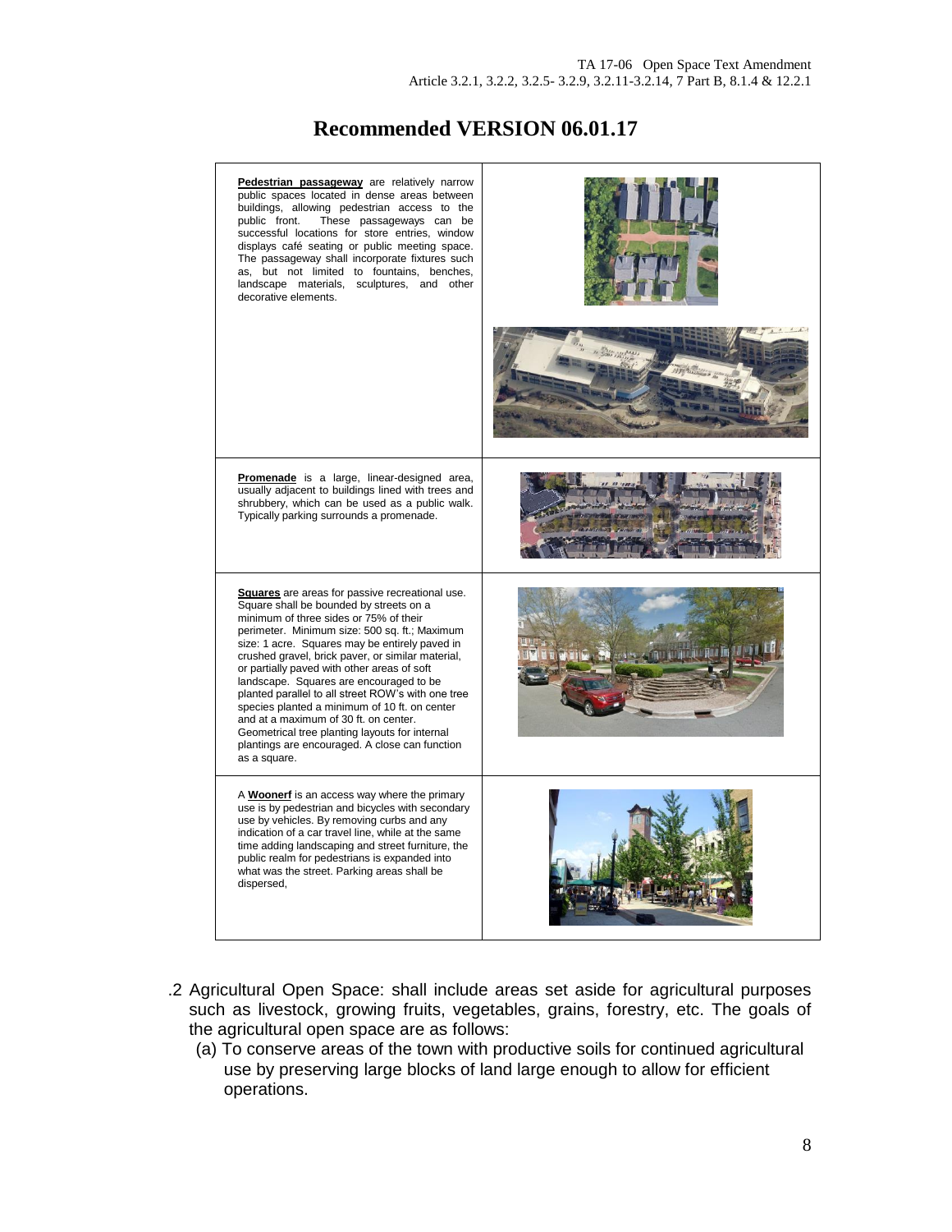## Recommended VERSION 06.01.17

| | |
|---|---|
| **Pedestrian passageway** are relatively narrow public spaces located in dense areas between buildings, allowing pedestrian access to the public front. These passageways can be successful locations for store entries, window displays café seating or public meeting space. The passageway shall incorporate fixtures such as, but not limited to fountains, benches, landscape materials, sculptures, and other decorative elements. | |
| **Promenade** is a large, linear-designed area, usually adjacent to buildings lined with trees and shrubbery, which can be used as a public walk. Typically parking surrounds a promenade. | |
| **Squares** are areas for passive recreational use. Square shall be bounded by streets on a minimum of three sides or 75% of their perimeter. Minimum size: 500 sq. ft.; Maximum size: 1 acre. Squares may be entirely paved in crushed gravel, brick paver, or similar material, or partially paved with other areas of soft landscape. Squares are encouraged to be planted parallel to all street ROW's with one tree species planted a minimum of 10 ft. on center and at a maximum of 30 ft. on center. Geometrical tree planting layouts for internal plantings are encouraged. A close can function as a square. | |
| A **Woonerf** is an access way where the primary use is by pedestrian and bicycles with secondary use by vehicles. By removing curbs and any indication of a car travel line, while at the same time adding landscaping and street furniture, the public realm for pedestrians is expanded into what was the street. Parking areas shall be dispersed, | |

.2 Agricultural Open Space: shall include areas set aside for agricultural purposes such as livestock, growing fruits, vegetables, grains, forestry, etc. The goals of the agricultural open space are as follows:

(a) To conserve areas of the town with productive soils for continued agricultural use by preserving large blocks of land large enough to allow for efficient operations.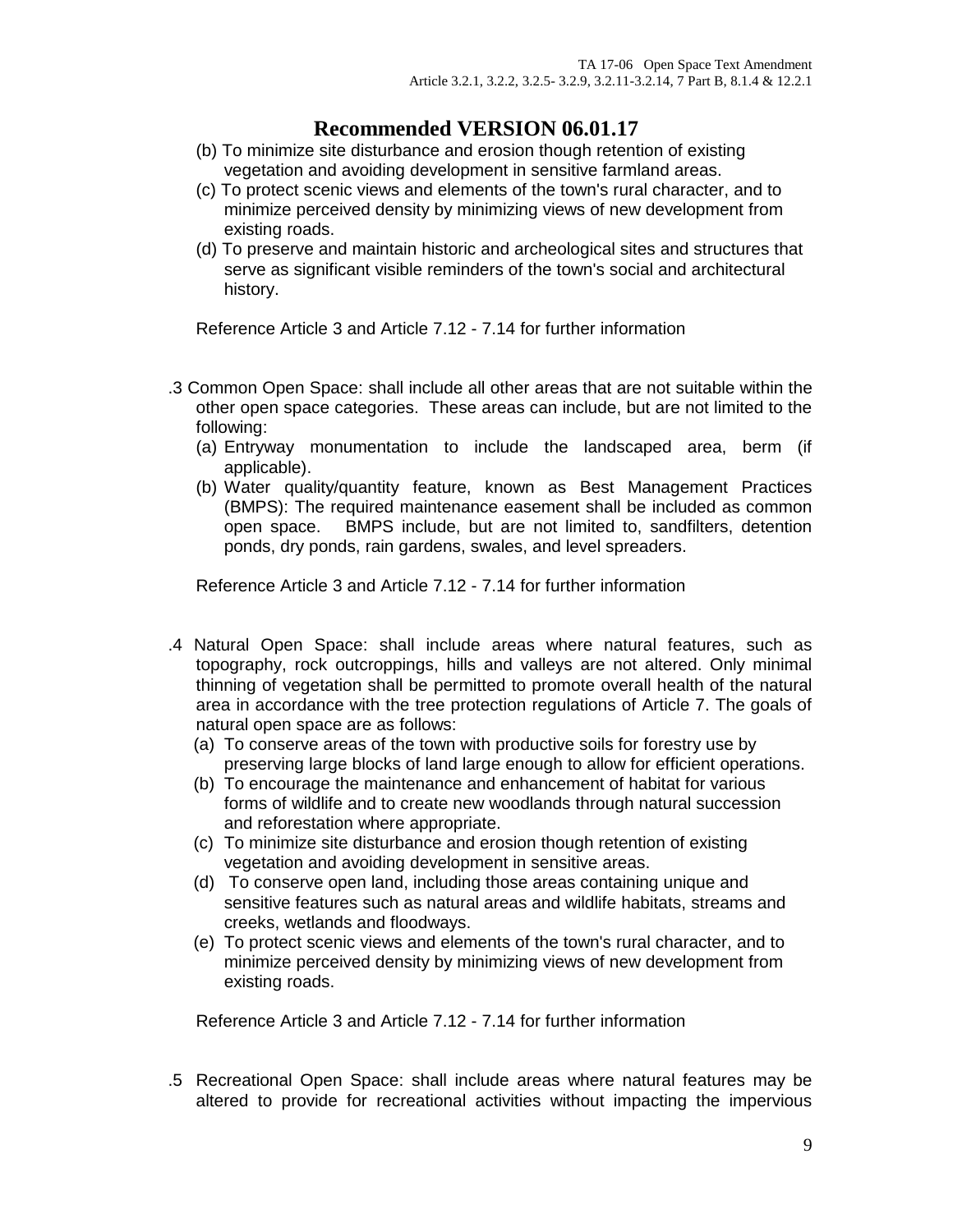# Recommended VERSION 06.01.17

(b) To minimize site disturbance and erosion though retention of existing vegetation and avoiding development in sensitive farmland areas.

(c) To protect scenic views and elements of the town's rural character, and to minimize perceived density by minimizing views of new development from existing roads.

(d) To preserve and maintain historic and archeological sites and structures that serve as significant visible reminders of the town's social and architectural history.

Reference Article 3 and Article 7.12 - 7.14 for further information

.3 Common Open Space: shall include all other areas that are not suitable within the other open space categories. These areas can include, but are not limited to the following:

(a) Entryway monumentation to include the landscaped area, berm (if applicable).

(b) Water quality/quantity feature, known as Best Management Practices (BMPS): The required maintenance easement shall be included as common open space. BMPS include, but are not limited to, sandfilters, detention ponds, dry ponds, rain gardens, swales, and level spreaders.

Reference Article 3 and Article 7.12 - 7.14 for further information

.4 Natural Open Space: shall include areas where natural features, such as topography, rock outcroppings, hills and valleys are not altered. Only minimal thinning of vegetation shall be permitted to promote overall health of the natural area in accordance with the tree protection regulations of Article 7. The goals of natural open space are as follows:

(a) To conserve areas of the town with productive soils for forestry use by preserving large blocks of land large enough to allow for efficient operations.

(b) To encourage the maintenance and enhancement of habitat for various forms of wildlife and to create new woodlands through natural succession and reforestation where appropriate.

(c) To minimize site disturbance and erosion though retention of existing vegetation and avoiding development in sensitive areas.

(d) To conserve open land, including those areas containing unique and sensitive features such as natural areas and wildlife habitats, streams and creeks, wetlands and floodways.

(e) To protect scenic views and elements of the town's rural character, and to minimize perceived density by minimizing views of new development from existing roads.

Reference Article 3 and Article 7.12 - 7.14 for further information

.5 Recreational Open Space: shall include areas where natural features may be altered to provide for recreational activities without impacting the impervious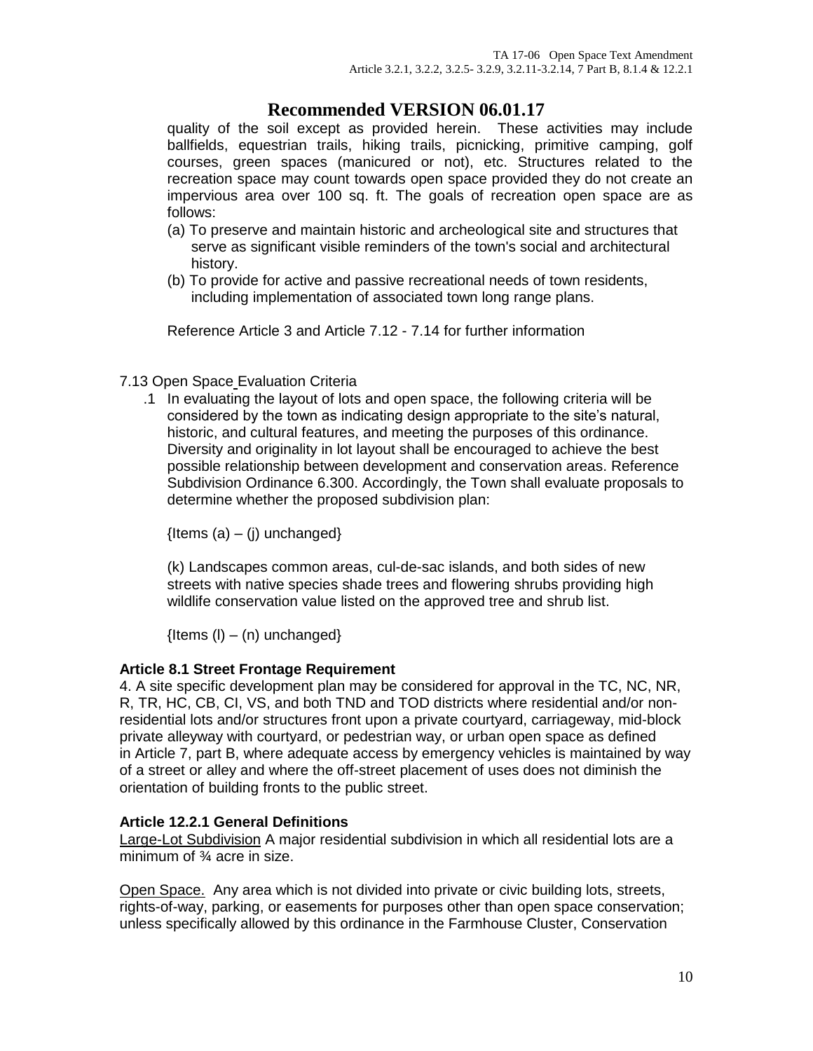# Recommended VERSION 06.01.17

quality of the soil except as provided herein. These activities may include ballfields, equestrian trails, hiking trails, picnicking, primitive camping, golf courses, green spaces (manicured or not), etc. Structures related to the recreation space may count towards open space provided they do not create an impervious area over 100 sq. ft. The goals of recreation open space are as follows:

(a) To preserve and maintain historic and archeological site and structures that serve as significant visible reminders of the town's social and architectural history.

(b) To provide for active and passive recreational needs of town residents, including implementation of associated town long range plans.

Reference Article 3 and Article 7.12 - 7.14 for further information

7.13 Open Space Evaluation Criteria

.1 In evaluating the layout of lots and open space, the following criteria will be considered by the town as indicating design appropriate to the site's natural, historic, and cultural features, and meeting the purposes of this ordinance. Diversity and originality in lot layout shall be encouraged to achieve the best possible relationship between development and conservation areas. Reference Subdivision Ordinance 6.300. Accordingly, the Town shall evaluate proposals to determine whether the proposed subdivision plan:

{Items (a) – (j) unchanged}

(k) Landscapes common areas, cul-de-sac islands, and both sides of new streets with native species shade trees and flowering shrubs providing high wildlife conservation value listed on the approved tree and shrub list.

{Items (l) – (n) unchanged}

**Article 8.1 Street Frontage Requirement**

4. A site specific development plan may be considered for approval in the TC, NC, NR, R, TR, HC, CB, CI, VS, and both TND and TOD districts where residential and/or non-residential lots and/or structures front upon a private courtyard, carriageway, mid-block private alleyway with courtyard, or pedestrian way, or urban open space as defined in Article 7, part B, where adequate access by emergency vehicles is maintained by way of a street or alley and where the off-street placement of uses does not diminish the orientation of building fronts to the public street.

**Article 12.2.1 General Definitions**

Large-Lot Subdivision A major residential subdivision in which all residential lots are a minimum of ¾ acre in size.

Open Space. Any area which is not divided into private or civic building lots, streets, rights-of-way, parking, or easements for purposes other than open space conservation; unless specifically allowed by this ordinance in the Farmhouse Cluster, Conservation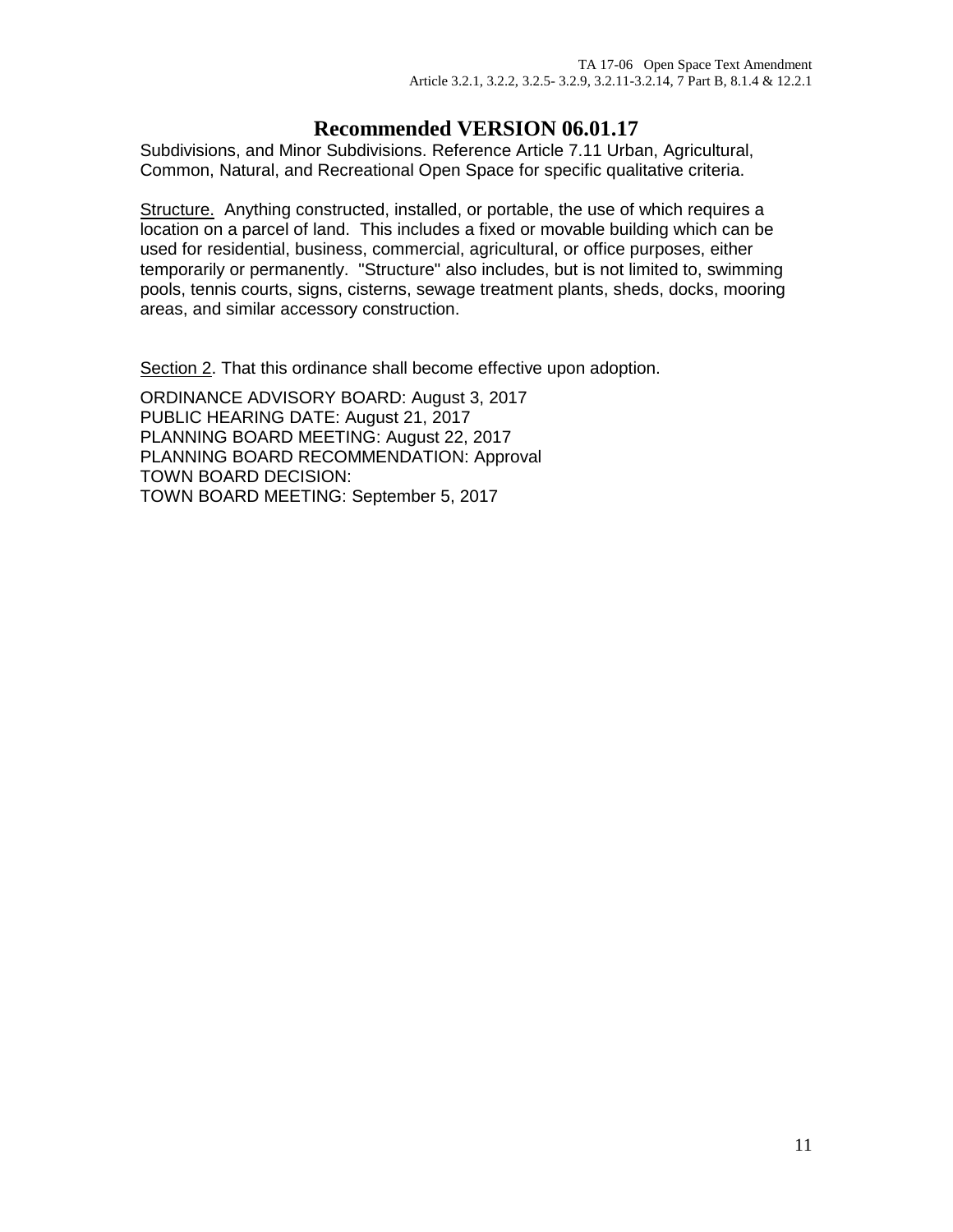# Recommended VERSION 06.01.17

Subdivisions, and Minor Subdivisions. Reference Article 7.11 Urban, Agricultural, Common, Natural, and Recreational Open Space for specific qualitative criteria.

Structure. Anything constructed, installed, or portable, the use of which requires a location on a parcel of land. This includes a fixed or movable building which can be used for residential, business, commercial, agricultural, or office purposes, either temporarily or permanently. "Structure" also includes, but is not limited to, swimming pools, tennis courts, signs, cisterns, sewage treatment plants, sheds, docks, mooring areas, and similar accessory construction.

Section 2. That this ordinance shall become effective upon adoption.

ORDINANCE ADVISORY BOARD: August 3, 2017
PUBLIC HEARING DATE: August 21, 2017
PLANNING BOARD MEETING: August 22, 2017
PLANNING BOARD RECOMMENDATION: Approval
TOWN BOARD DECISION:
TOWN BOARD MEETING: September 5, 2017